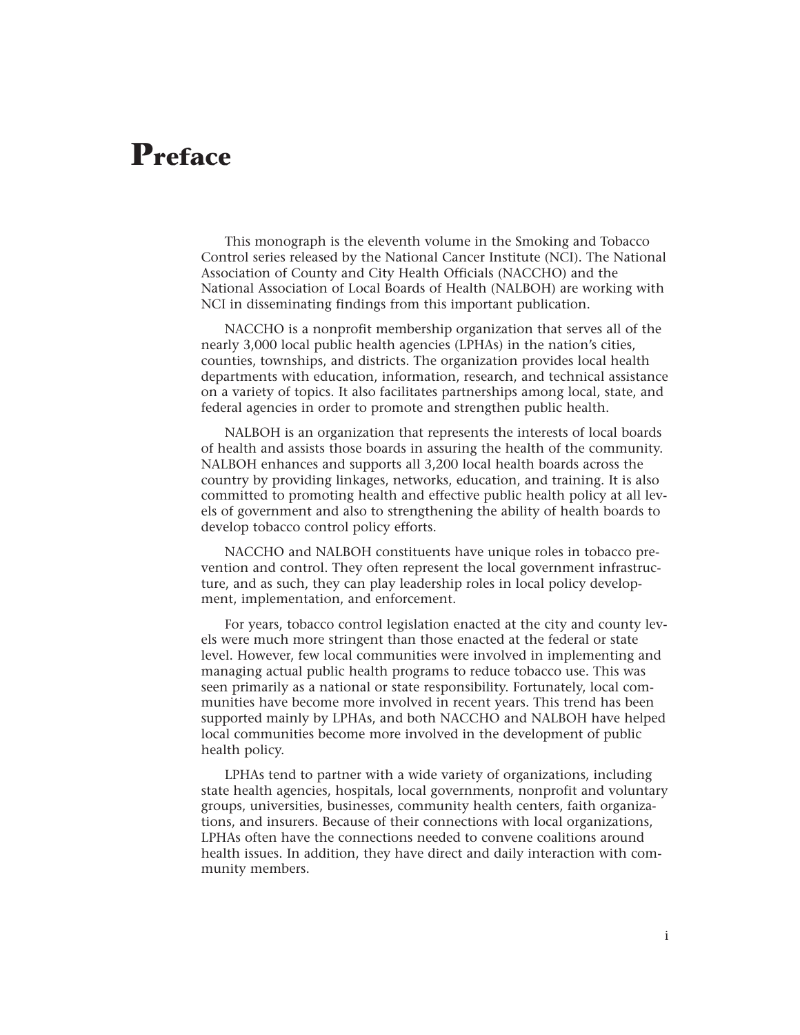# Preface

This monograph is the eleventh volume in the Smoking and Tobacco Control series released by the National Cancer Institute (NCI). The National Association of County and City Health Officials (NACCHO) and the National Association of Local Boards of Health (NALBOH) are working with NCI in disseminating findings from this important publication.

NACCHO is a nonprofit membership organization that serves all of the nearly 3,000 local public health agencies (LPHAs) in the nation's cities, counties, townships, and districts. The organization provides local health departments with education, information, research, and technical assistance on a variety of topics. It also facilitates partnerships among local, state, and federal agencies in order to promote and strengthen public health.

NALBOH is an organization that represents the interests of local boards of health and assists those boards in assuring the health of the community. NALBOH enhances and supports all 3,200 local health boards across the country by providing linkages, networks, education, and training. It is also committed to promoting health and effective public health policy at all levels of government and also to strengthening the ability of health boards to develop tobacco control policy efforts.

NACCHO and NALBOH constituents have unique roles in tobacco prevention and control. They often represent the local government infrastructure, and as such, they can play leadership roles in local policy development, implementation, and enforcement.

For years, tobacco control legislation enacted at the city and county levels were much more stringent than those enacted at the federal or state level. However, few local communities were involved in implementing and managing actual public health programs to reduce tobacco use. This was seen primarily as a national or state responsibility. Fortunately, local communities have become more involved in recent years. This trend has been supported mainly by LPHAs, and both NACCHO and NALBOH have helped local communities become more involved in the development of public health policy.

LPHAs tend to partner with a wide variety of organizations, including state health agencies, hospitals, local governments, nonprofit and voluntary groups, universities, businesses, community health centers, faith organizations, and insurers. Because of their connections with local organizations, LPHAs often have the connections needed to convene coalitions around health issues. In addition, they have direct and daily interaction with community members.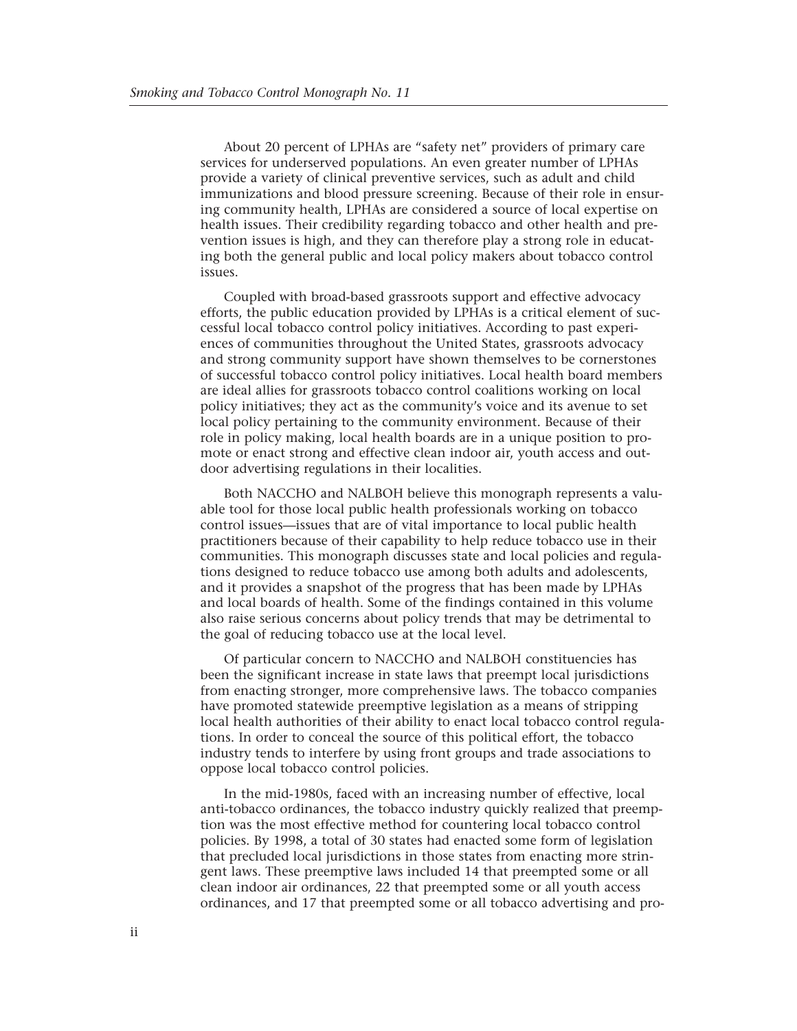About 20 percent of LPHAs are "safety net" providers of primary care services for underserved populations. An even greater number of LPHAs provide a variety of clinical preventive services, such as adult and child immunizations and blood pressure screening. Because of their role in ensuring community health, LPHAs are considered a source of local expertise on health issues. Their credibility regarding tobacco and other health and prevention issues is high, and they can therefore play a strong role in educating both the general public and local policy makers about tobacco control issues.

Coupled with broad-based grassroots support and effective advocacy efforts, the public education provided by LPHAs is a critical element of successful local tobacco control policy initiatives. According to past experiences of communities throughout the United States, grassroots advocacy and strong community support have shown themselves to be cornerstones of successful tobacco control policy initiatives. Local health board members are ideal allies for grassroots tobacco control coalitions working on local policy initiatives; they act as the community's voice and its avenue to set local policy pertaining to the community environment. Because of their role in policy making, local health boards are in a unique position to promote or enact strong and effective clean indoor air, youth access and outdoor advertising regulations in their localities.

Both NACCHO and NALBOH believe this monograph represents a valuable tool for those local public health professionals working on tobacco control issues—issues that are of vital importance to local public health practitioners because of their capability to help reduce tobacco use in their communities. This monograph discusses state and local policies and regulations designed to reduce tobacco use among both adults and adolescents, and it provides a snapshot of the progress that has been made by LPHAs and local boards of health. Some of the findings contained in this volume also raise serious concerns about policy trends that may be detrimental to the goal of reducing tobacco use at the local level.

Of particular concern to NACCHO and NALBOH constituencies has been the significant increase in state laws that preempt local jurisdictions from enacting stronger, more comprehensive laws. The tobacco companies have promoted statewide preemptive legislation as a means of stripping local health authorities of their ability to enact local tobacco control regulations. In order to conceal the source of this political effort, the tobacco industry tends to interfere by using front groups and trade associations to oppose local tobacco control policies.

In the mid-1980s, faced with an increasing number of effective, local anti-tobacco ordinances, the tobacco industry quickly realized that preemption was the most effective method for countering local tobacco control policies. By 1998, a total of 30 states had enacted some form of legislation that precluded local jurisdictions in those states from enacting more stringent laws. These preemptive laws included 14 that preempted some or all clean indoor air ordinances, 22 that preempted some or all youth access ordinances, and 17 that preempted some or all tobacco advertising and pro-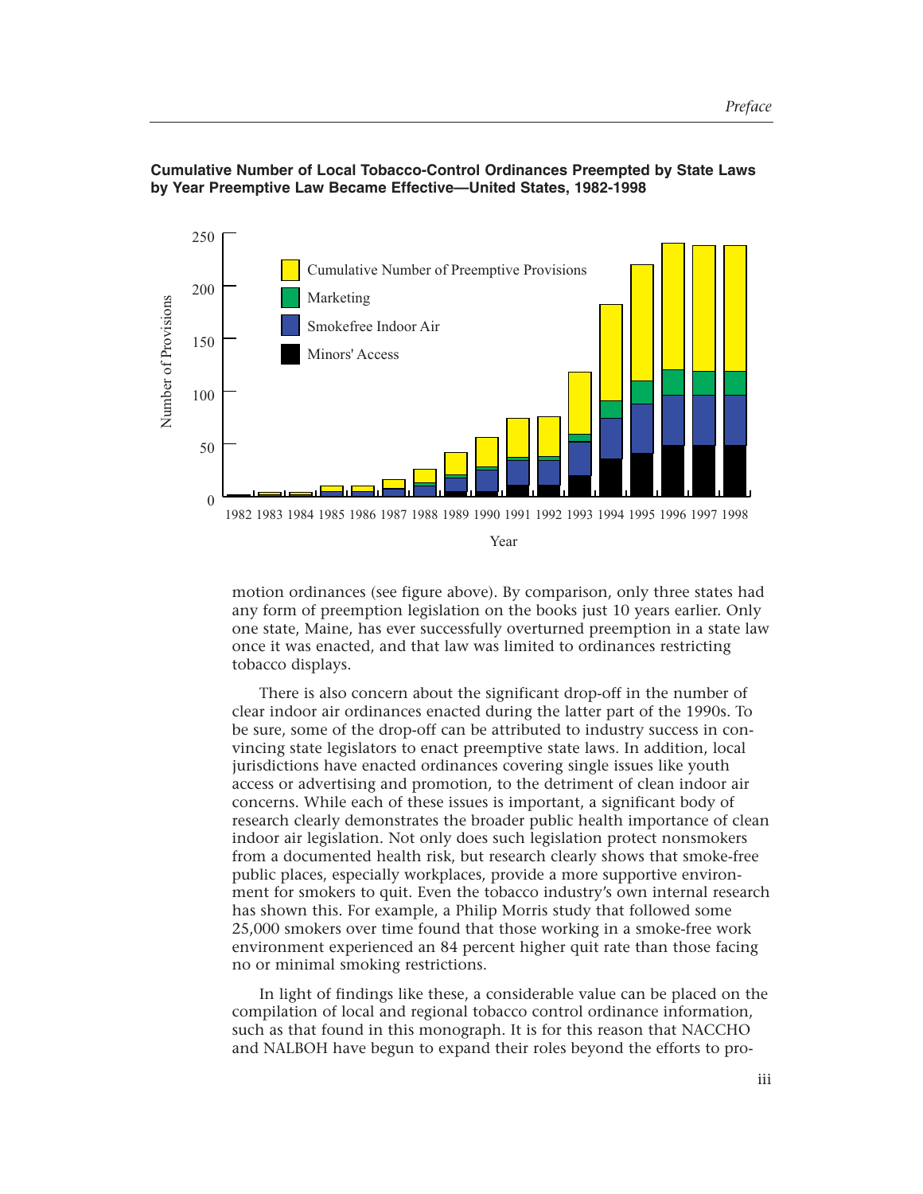**Cumulative Number of Local Tobacco-Control Ordinances Preempted by State Laws by Year Preemptive Law Became Effective—United States, 1982-1998**

motion ordinances (see figure above). By comparison, only three states had any form of preemption legislation on the books just 10 years earlier. Only one state, Maine, has ever successfully overturned preemption in a state law once it was enacted, and that law was limited to ordinances restricting tobacco displays.

There is also concern about the significant drop-off in the number of clear indoor air ordinances enacted during the latter part of the 1990s. To be sure, some of the drop-off can be attributed to industry success in convincing state legislators to enact preemptive state laws. In addition, local jurisdictions have enacted ordinances covering single issues like youth access or advertising and promotion, to the detriment of clean indoor air concerns. While each of these issues is important, a significant body of research clearly demonstrates the broader public health importance of clean indoor air legislation. Not only does such legislation protect nonsmokers from a documented health risk, but research clearly shows that smoke-free public places, especially workplaces, provide a more supportive environment for smokers to quit. Even the tobacco industry's own internal research has shown this. For example, a Philip Morris study that followed some 25,000 smokers over time found that those working in a smoke-free work environment experienced an 84 percent higher quit rate than those facing no or minimal smoking restrictions.

In light of findings like these, a considerable value can be placed on the compilation of local and regional tobacco control ordinance information, such as that found in this monograph. It is for this reason that NACCHO and NALBOH have begun to expand their roles beyond the efforts to pro-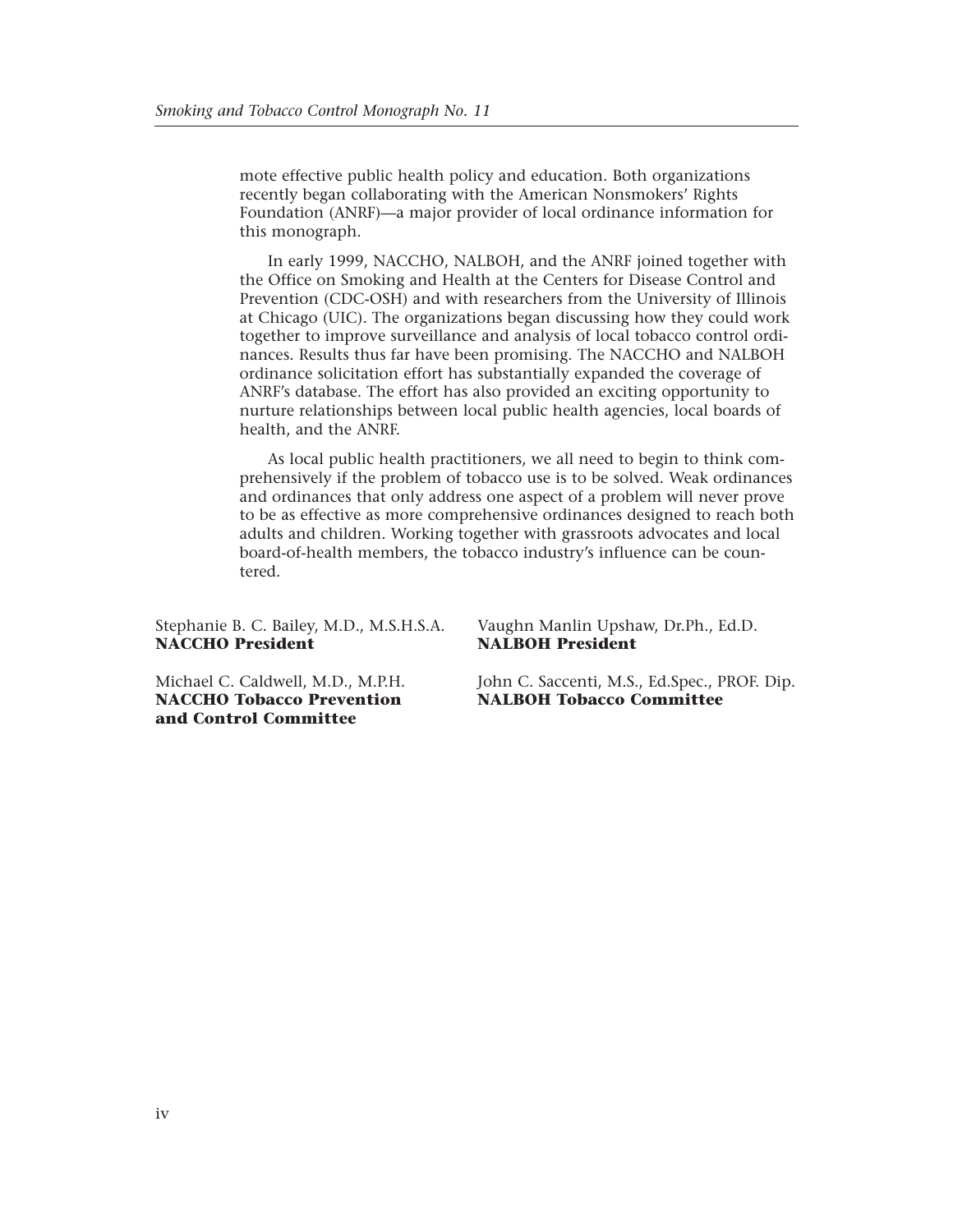mote effective public health policy and education. Both organizations recently began collaborating with the American Nonsmokers' Rights Foundation (ANRF)—a major provider of local ordinance information for this monograph.

In early 1999, NACCHO, NALBOH, and the ANRF joined together with the Office on Smoking and Health at the Centers for Disease Control and Prevention (CDC-OSH) and with researchers from the University of Illinois at Chicago (UIC). The organizations began discussing how they could work together to improve surveillance and analysis of local tobacco control ordinances. Results thus far have been promising. The NACCHO and NALBOH ordinance solicitation effort has substantially expanded the coverage of ANRF's database. The effort has also provided an exciting opportunity to nurture relationships between local public health agencies, local boards of health, and the ANRF.

As local public health practitioners, we all need to begin to think comprehensively if the problem of tobacco use is to be solved. Weak ordinances and ordinances that only address one aspect of a problem will never prove to be as effective as more comprehensive ordinances designed to reach both adults and children. Working together with grassroots advocates and local board-of-health members, the tobacco industry's influence can be countered.

Stephanie B. C. Bailey, M.D., M.S.H.S.A.
**NACCHO President**

Vaughn Manlin Upshaw, Dr.Ph., Ed.D.
**NALBOH President**

Michael C. Caldwell, M.D., M.P.H.
**NACCHO Tobacco Prevention and Control Committee**

John C. Saccenti, M.S., Ed.Spec., PROF. Dip.
**NALBOH Tobacco Committee**